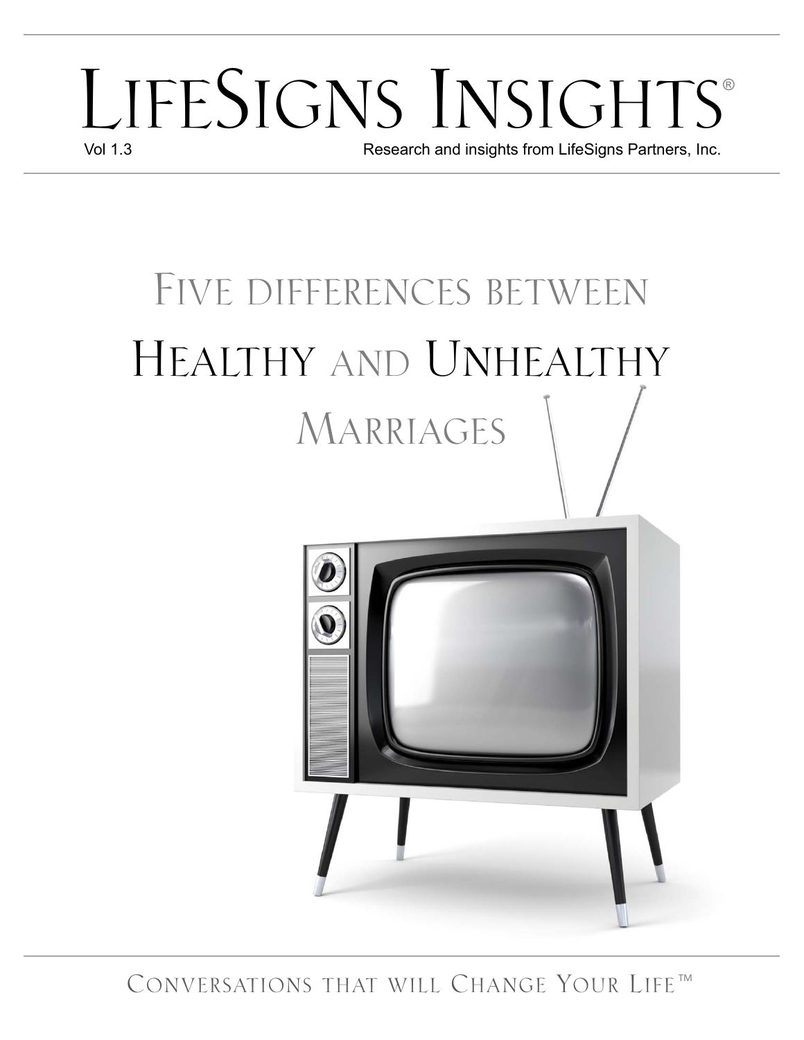# LifeSigns Insights®

Vol 1.3

Research and insights from LifeSigns Partners, Inc.

## Five differences between Healthy and Unhealthy Marriages

Conversations that will Change Your Life™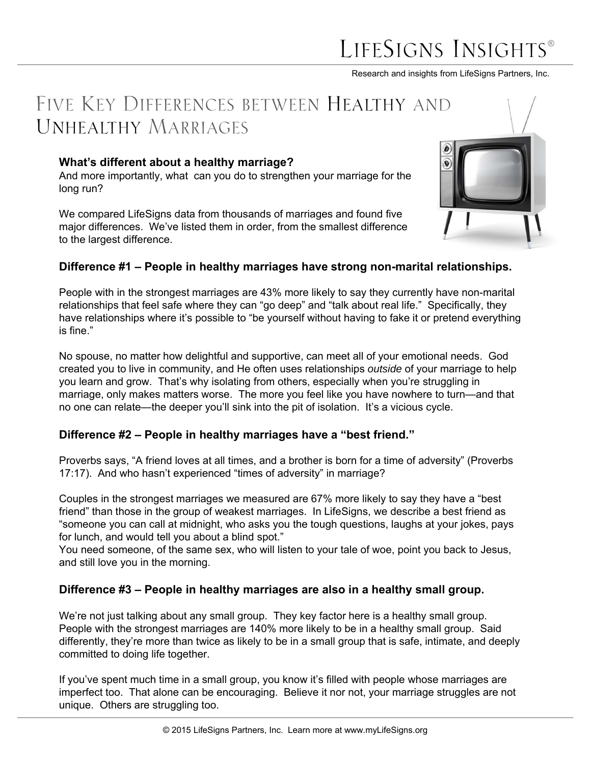# Five Key Differences between Healthy and Unhealthy Marriages

**What's different about a healthy marriage?**
And more importantly, what can you do to strengthen your marriage for the long run?

We compared LifeSigns data from thousands of marriages and found five major differences. We've listed them in order, from the smallest difference to the largest difference.

### Difference #1 – People in healthy marriages have strong non-marital relationships.

People with in the strongest marriages are 43% more likely to say they currently have non-marital relationships that feel safe where they can "go deep" and "talk about real life." Specifically, they have relationships where it's possible to "be yourself without having to fake it or pretend everything is fine."

No spouse, no matter how delightful and supportive, can meet all of your emotional needs. God created you to live in community, and He often uses relationships *outside* of your marriage to help you learn and grow. That's why isolating from others, especially when you're struggling in marriage, only makes matters worse. The more you feel like you have nowhere to turn—and that no one can relate—the deeper you'll sink into the pit of isolation. It's a vicious cycle.

### Difference #2 – People in healthy marriages have a "best friend."

Proverbs says, "A friend loves at all times, and a brother is born for a time of adversity" (Proverbs 17:17). And who hasn't experienced "times of adversity" in marriage?

Couples in the strongest marriages we measured are 67% more likely to say they have a "best friend" than those in the group of weakest marriages. In LifeSigns, we describe a best friend as "someone you can call at midnight, who asks you the tough questions, laughs at your jokes, pays for lunch, and would tell you about a blind spot."
You need someone, of the same sex, who will listen to your tale of woe, point you back to Jesus, and still love you in the morning.

### Difference #3 – People in healthy marriages are also in a healthy small group.

We're not just talking about any small group. They key factor here is a healthy small group. People with the strongest marriages are 140% more likely to be in a healthy small group. Said differently, they're more than twice as likely to be in a small group that is safe, intimate, and deeply committed to doing life together.

If you've spent much time in a small group, you know it's filled with people whose marriages are imperfect too. That alone can be encouraging. Believe it nor not, your marriage struggles are not unique. Others are struggling too.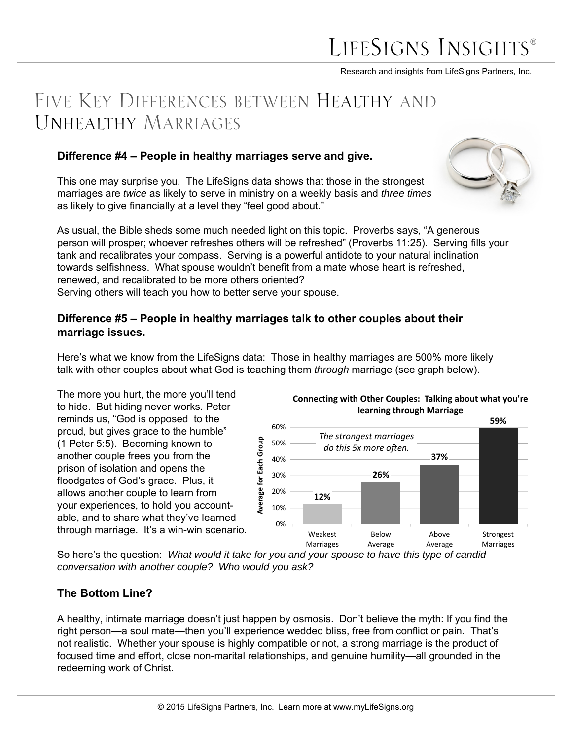# Five Key Differences between Healthy and Unhealthy Marriages

### Difference #4 – People in healthy marriages serve and give.

This one may surprise you. The LifeSigns data shows that those in the strongest marriages are *twice* as likely to serve in ministry on a weekly basis and *three times* as likely to give financially at a level they "feel good about."

As usual, the Bible sheds some much needed light on this topic. Proverbs says, "A generous person will prosper; whoever refreshes others will be refreshed" (Proverbs 11:25). Serving fills your tank and recalibrates your compass. Serving is a powerful antidote to your natural inclination towards selfishness. What spouse wouldn't benefit from a mate whose heart is refreshed, renewed, and recalibrated to be more others oriented?
Serving others will teach you how to better serve your spouse.

### Difference #5 – People in healthy marriages talk to other couples about their marriage issues.

Here's what we know from the LifeSigns data: Those in healthy marriages are 500% more likely talk with other couples about what God is teaching them *through* marriage (see graph below).

The more you hurt, the more you'll tend to hide. But hiding never works. Peter reminds us, "God is opposed to the proud, but gives grace to the humble" (1 Peter 5:5). Becoming known to another couple frees you from the prison of isolation and opens the floodgates of God's grace. Plus, it allows another couple to learn from your experiences, to hold you accountable, and to share what they've learned through marriage. It's a win-win scenario.

**Connecting with Other Couples: Talking about what you're learning through Marriage**

*The strongest marriages do this 5x more often.*

Average for Each Group

0%
10%
20%
30%
40%
50%
60%

Weakest Marriages: 12%
Below Average: 26%
Above Average: 37%
Strongest Marriages: 59%

So here's the question: *What would it take for you and your spouse to have this type of candid conversation with another couple? Who would you ask?*

### The Bottom Line?

A healthy, intimate marriage doesn't just happen by osmosis. Don't believe the myth: If you find the right person—a soul mate—then you'll experience wedded bliss, free from conflict or pain. That's not realistic. Whether your spouse is highly compatible or not, a strong marriage is the product of focused time and effort, close non-marital relationships, and genuine humility—all grounded in the redeeming work of Christ.